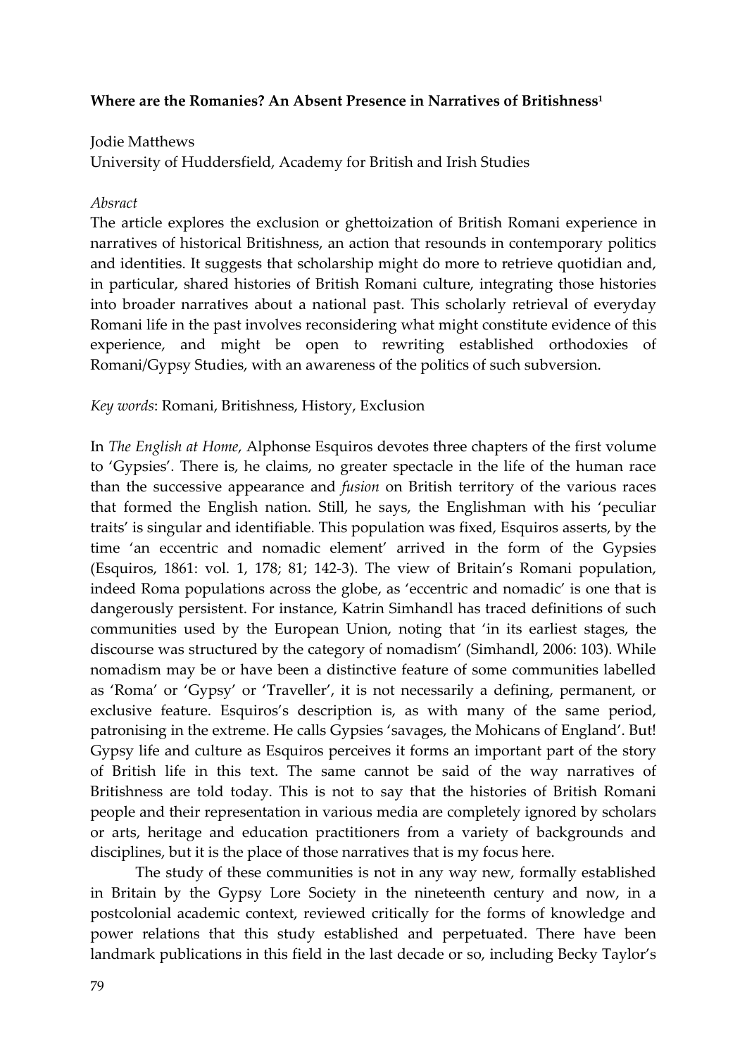**Where are the Romanies? An Absent Presence in Narratives of Britishness[1]**

Jodie Matthews
University of Huddersfield, Academy for British and Irish Studies

*Absract*
The article explores the exclusion or ghettoization of British Romani experience in narratives of historical Britishness, an action that resounds in contemporary politics and identities. It suggests that scholarship might do more to retrieve quotidian and, in particular, shared histories of British Romani culture, integrating those histories into broader narratives about a national past. This scholarly retrieval of everyday Romani life in the past involves reconsidering what might constitute evidence of this experience, and might be open to rewriting established orthodoxies of Romani/Gypsy Studies, with an awareness of the politics of such subversion.

*Key words*: Romani, Britishness, History, Exclusion

In *The English at Home*, Alphonse Esquiros devotes three chapters of the first volume to 'Gypsies'. There is, he claims, no greater spectacle in the life of the human race than the successive appearance and *fusion* on British territory of the various races that formed the English nation. Still, he says, the Englishman with his 'peculiar traits' is singular and identifiable. This population was fixed, Esquiros asserts, by the time 'an eccentric and nomadic element' arrived in the form of the Gypsies (Esquiros, 1861: vol. 1, 178; 81; 142-3). The view of Britain's Romani population, indeed Roma populations across the globe, as 'eccentric and nomadic' is one that is dangerously persistent. For instance, Katrin Simhandl has traced definitions of such communities used by the European Union, noting that 'in its earliest stages, the discourse was structured by the category of nomadism' (Simhandl, 2006: 103). While nomadism may be or have been a distinctive feature of some communities labelled as 'Roma' or 'Gypsy' or 'Traveller', it is not necessarily a defining, permanent, or exclusive feature. Esquiros's description is, as with many of the same period, patronising in the extreme. He calls Gypsies 'savages, the Mohicans of England'. But! Gypsy life and culture as Esquiros perceives it forms an important part of the story of British life in this text. The same cannot be said of the way narratives of Britishness are told today. This is not to say that the histories of British Romani people and their representation in various media are completely ignored by scholars or arts, heritage and education practitioners from a variety of backgrounds and disciplines, but it is the place of those narratives that is my focus here.

The study of these communities is not in any way new, formally established in Britain by the Gypsy Lore Society in the nineteenth century and now, in a postcolonial academic context, reviewed critically for the forms of knowledge and power relations that this study established and perpetuated. There have been landmark publications in this field in the last decade or so, including Becky Taylor's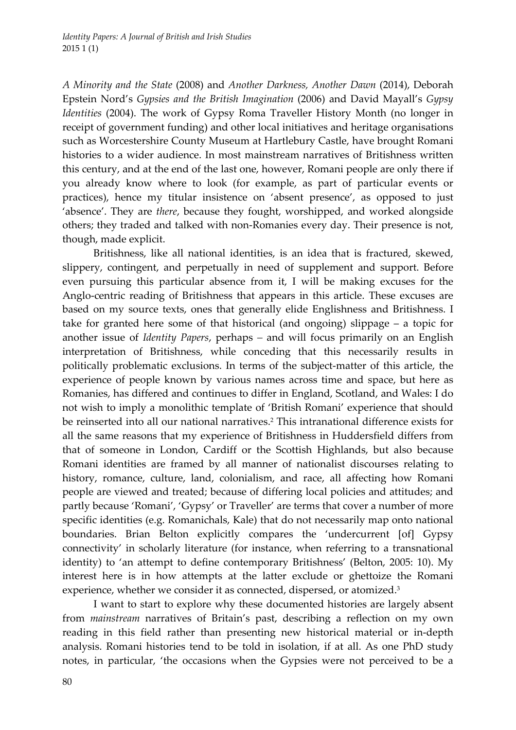*A Minority and the State* (2008) and *Another Darkness, Another Dawn* (2014), Deborah Epstein Nord's *Gypsies and the British Imagination* (2006) and David Mayall's *Gypsy Identities* (2004). The work of Gypsy Roma Traveller History Month (no longer in receipt of government funding) and other local initiatives and heritage organisations such as Worcestershire County Museum at Hartlebury Castle, have brought Romani histories to a wider audience. In most mainstream narratives of Britishness written this century, and at the end of the last one, however, Romani people are only there if you already know where to look (for example, as part of particular events or practices), hence my titular insistence on 'absent presence', as opposed to just 'absence'. They are *there*, because they fought, worshipped, and worked alongside others; they traded and talked with non-Romanies every day. Their presence is not, though, made explicit.

Britishness, like all national identities, is an idea that is fractured, skewed, slippery, contingent, and perpetually in need of supplement and support. Before even pursuing this particular absence from it, I will be making excuses for the Anglo-centric reading of Britishness that appears in this article. These excuses are based on my source texts, ones that generally elide Englishness and Britishness. I take for granted here some of that historical (and ongoing) slippage – a topic for another issue of *Identity Papers*, perhaps – and will focus primarily on an English interpretation of Britishness, while conceding that this necessarily results in politically problematic exclusions. In terms of the subject-matter of this article, the experience of people known by various names across time and space, but here as Romanies, has differed and continues to differ in England, Scotland, and Wales: I do not wish to imply a monolithic template of 'British Romani' experience that should be reinserted into all our national narratives.[2] This intranational difference exists for all the same reasons that my experience of Britishness in Huddersfield differs from that of someone in London, Cardiff or the Scottish Highlands, but also because Romani identities are framed by all manner of nationalist discourses relating to history, romance, culture, land, colonialism, and race, all affecting how Romani people are viewed and treated; because of differing local policies and attitudes; and partly because 'Romani', 'Gypsy' or Traveller' are terms that cover a number of more specific identities (e.g. Romanichals, Kale) that do not necessarily map onto national boundaries. Brian Belton explicitly compares the 'undercurrent [of] Gypsy connectivity' in scholarly literature (for instance, when referring to a transnational identity) to 'an attempt to define contemporary Britishness' (Belton, 2005: 10). My interest here is in how attempts at the latter exclude or ghettoize the Romani experience, whether we consider it as connected, dispersed, or atomized.[3]

I want to start to explore why these documented histories are largely absent from *mainstream* narratives of Britain's past, describing a reflection on my own reading in this field rather than presenting new historical material or in-depth analysis. Romani histories tend to be told in isolation, if at all. As one PhD study notes, in particular, 'the occasions when the Gypsies were not perceived to be a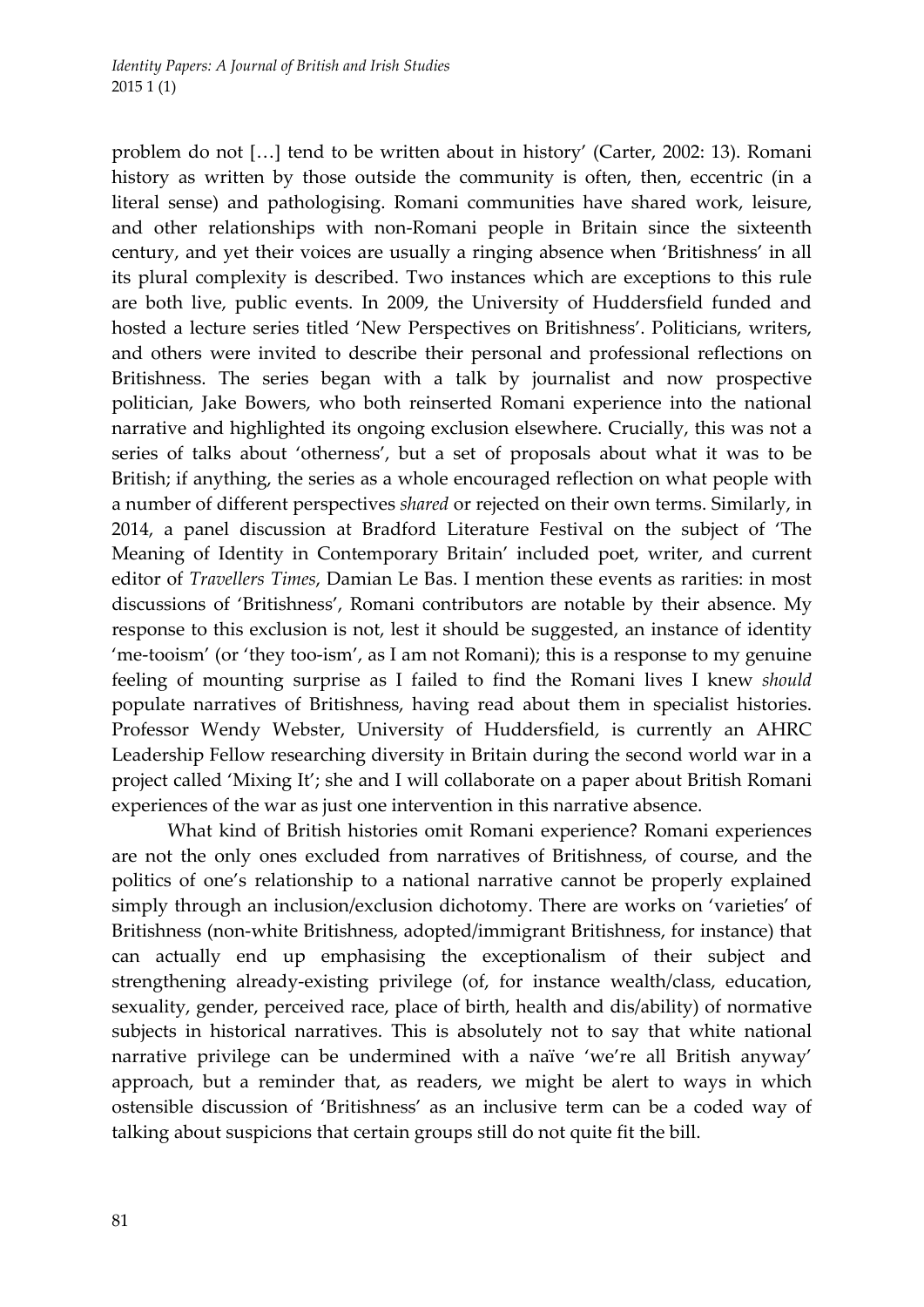problem do not […] tend to be written about in history' (Carter, 2002: 13). Romani history as written by those outside the community is often, then, eccentric (in a literal sense) and pathologising. Romani communities have shared work, leisure, and other relationships with non-Romani people in Britain since the sixteenth century, and yet their voices are usually a ringing absence when 'Britishness' in all its plural complexity is described. Two instances which are exceptions to this rule are both live, public events. In 2009, the University of Huddersfield funded and hosted a lecture series titled 'New Perspectives on Britishness'. Politicians, writers, and others were invited to describe their personal and professional reflections on Britishness. The series began with a talk by journalist and now prospective politician, Jake Bowers, who both reinserted Romani experience into the national narrative and highlighted its ongoing exclusion elsewhere. Crucially, this was not a series of talks about 'otherness', but a set of proposals about what it was to be British; if anything, the series as a whole encouraged reflection on what people with a number of different perspectives *shared* or rejected on their own terms. Similarly, in 2014, a panel discussion at Bradford Literature Festival on the subject of 'The Meaning of Identity in Contemporary Britain' included poet, writer, and current editor of *Travellers Times*, Damian Le Bas. I mention these events as rarities: in most discussions of 'Britishness', Romani contributors are notable by their absence. My response to this exclusion is not, lest it should be suggested, an instance of identity 'me-tooism' (or 'they too-ism', as I am not Romani); this is a response to my genuine feeling of mounting surprise as I failed to find the Romani lives I knew *should* populate narratives of Britishness, having read about them in specialist histories. Professor Wendy Webster, University of Huddersfield, is currently an AHRC Leadership Fellow researching diversity in Britain during the second world war in a project called 'Mixing It'; she and I will collaborate on a paper about British Romani experiences of the war as just one intervention in this narrative absence.

What kind of British histories omit Romani experience? Romani experiences are not the only ones excluded from narratives of Britishness, of course, and the politics of one's relationship to a national narrative cannot be properly explained simply through an inclusion/exclusion dichotomy. There are works on 'varieties' of Britishness (non-white Britishness, adopted/immigrant Britishness, for instance) that can actually end up emphasising the exceptionalism of their subject and strengthening already-existing privilege (of, for instance wealth/class, education, sexuality, gender, perceived race, place of birth, health and dis/ability) of normative subjects in historical narratives. This is absolutely not to say that white national narrative privilege can be undermined with a naïve 'we're all British anyway' approach, but a reminder that, as readers, we might be alert to ways in which ostensible discussion of 'Britishness' as an inclusive term can be a coded way of talking about suspicions that certain groups still do not quite fit the bill.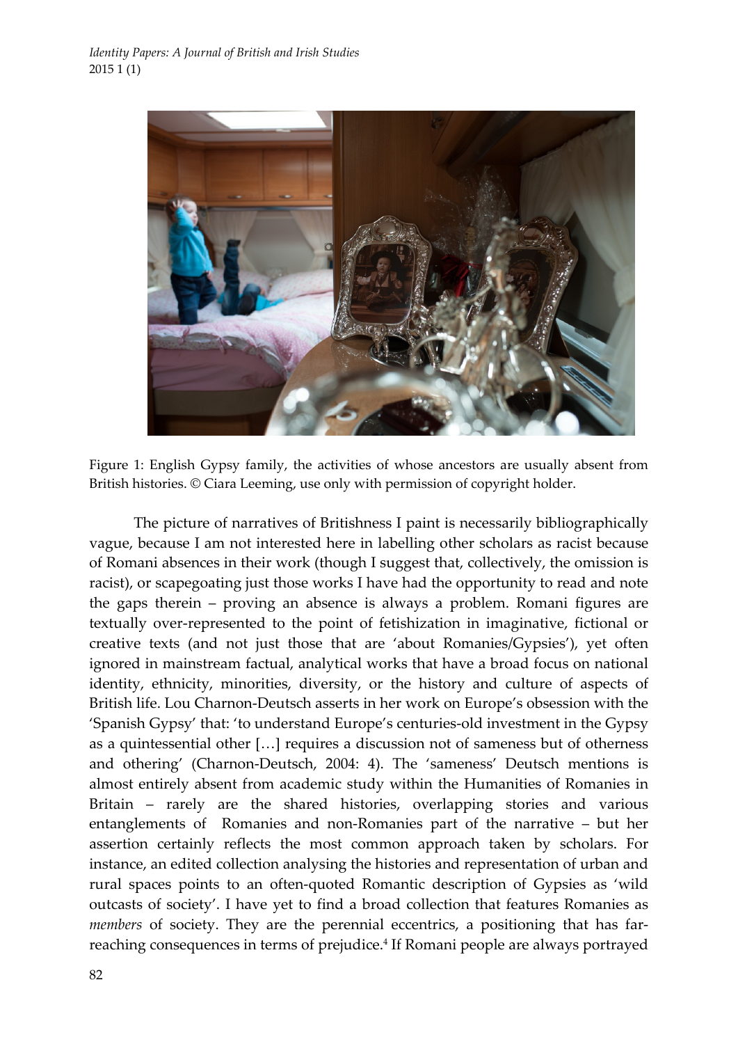Figure 1: English Gypsy family, the activities of whose ancestors are usually absent from British histories. © Ciara Leeming, use only with permission of copyright holder.

The picture of narratives of Britishness I paint is necessarily bibliographically vague, because I am not interested here in labelling other scholars as racist because of Romani absences in their work (though I suggest that, collectively, the omission is racist), or scapegoating just those works I have had the opportunity to read and note the gaps therein – proving an absence is always a problem. Romani figures are textually over-represented to the point of fetishization in imaginative, fictional or creative texts (and not just those that are 'about Romanies/Gypsies'), yet often ignored in mainstream factual, analytical works that have a broad focus on national identity, ethnicity, minorities, diversity, or the history and culture of aspects of British life. Lou Charnon-Deutsch asserts in her work on Europe's obsession with the 'Spanish Gypsy' that: 'to understand Europe's centuries-old investment in the Gypsy as a quintessential other […] requires a discussion not of sameness but of otherness and othering' (Charnon-Deutsch, 2004: 4). The 'sameness' Deutsch mentions is almost entirely absent from academic study within the Humanities of Romanies in Britain – rarely are the shared histories, overlapping stories and various entanglements of Romanies and non-Romanies part of the narrative – but her assertion certainly reflects the most common approach taken by scholars. For instance, an edited collection analysing the histories and representation of urban and rural spaces points to an often-quoted Romantic description of Gypsies as 'wild outcasts of society'. I have yet to find a broad collection that features Romanies as *members* of society. They are the perennial eccentrics, a positioning that has far-reaching consequences in terms of prejudice.[4] If Romani people are always portrayed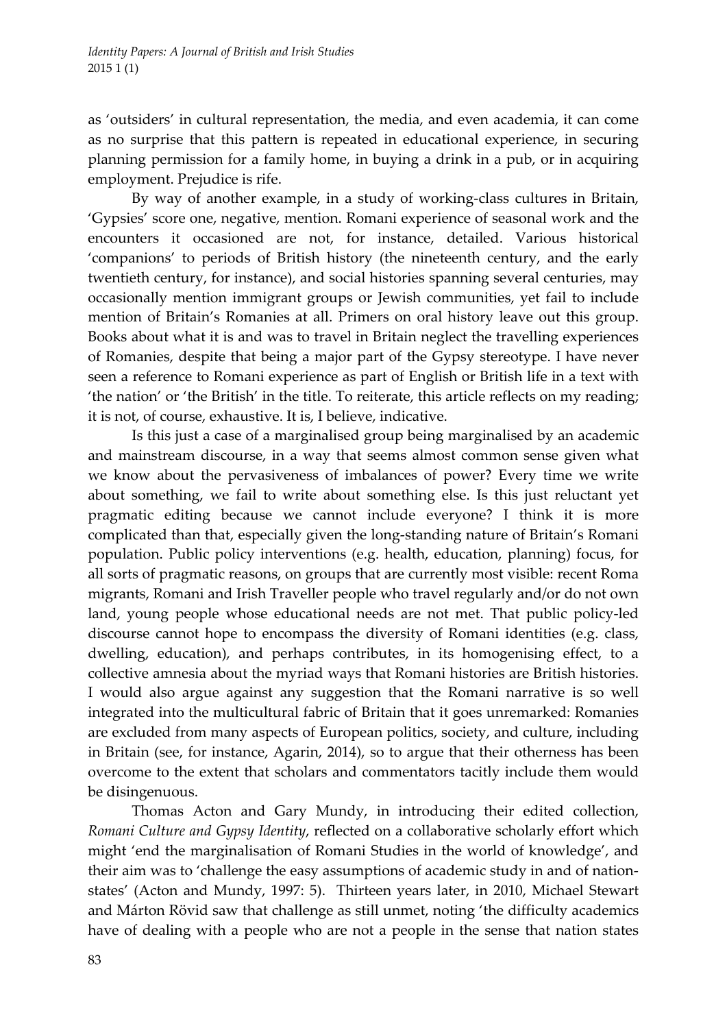as 'outsiders' in cultural representation, the media, and even academia, it can come as no surprise that this pattern is repeated in educational experience, in securing planning permission for a family home, in buying a drink in a pub, or in acquiring employment. Prejudice is rife.

By way of another example, in a study of working-class cultures in Britain, 'Gypsies' score one, negative, mention. Romani experience of seasonal work and the encounters it occasioned are not, for instance, detailed. Various historical 'companions' to periods of British history (the nineteenth century, and the early twentieth century, for instance), and social histories spanning several centuries, may occasionally mention immigrant groups or Jewish communities, yet fail to include mention of Britain's Romanies at all. Primers on oral history leave out this group. Books about what it is and was to travel in Britain neglect the travelling experiences of Romanies, despite that being a major part of the Gypsy stereotype. I have never seen a reference to Romani experience as part of English or British life in a text with 'the nation' or 'the British' in the title. To reiterate, this article reflects on my reading; it is not, of course, exhaustive. It is, I believe, indicative.

Is this just a case of a marginalised group being marginalised by an academic and mainstream discourse, in a way that seems almost common sense given what we know about the pervasiveness of imbalances of power? Every time we write about something, we fail to write about something else. Is this just reluctant yet pragmatic editing because we cannot include everyone? I think it is more complicated than that, especially given the long-standing nature of Britain's Romani population. Public policy interventions (e.g. health, education, planning) focus, for all sorts of pragmatic reasons, on groups that are currently most visible: recent Roma migrants, Romani and Irish Traveller people who travel regularly and/or do not own land, young people whose educational needs are not met. That public policy-led discourse cannot hope to encompass the diversity of Romani identities (e.g. class, dwelling, education), and perhaps contributes, in its homogenising effect, to a collective amnesia about the myriad ways that Romani histories are British histories. I would also argue against any suggestion that the Romani narrative is so well integrated into the multicultural fabric of Britain that it goes unremarked: Romanies are excluded from many aspects of European politics, society, and culture, including in Britain (see, for instance, Agarin, 2014), so to argue that their otherness has been overcome to the extent that scholars and commentators tacitly include them would be disingenuous.

Thomas Acton and Gary Mundy, in introducing their edited collection, *Romani Culture and Gypsy Identity*, reflected on a collaborative scholarly effort which might 'end the marginalisation of Romani Studies in the world of knowledge', and their aim was to 'challenge the easy assumptions of academic study in and of nation-states' (Acton and Mundy, 1997: 5). Thirteen years later, in 2010, Michael Stewart and Márton Rövid saw that challenge as still unmet, noting 'the difficulty academics have of dealing with a people who are not a people in the sense that nation states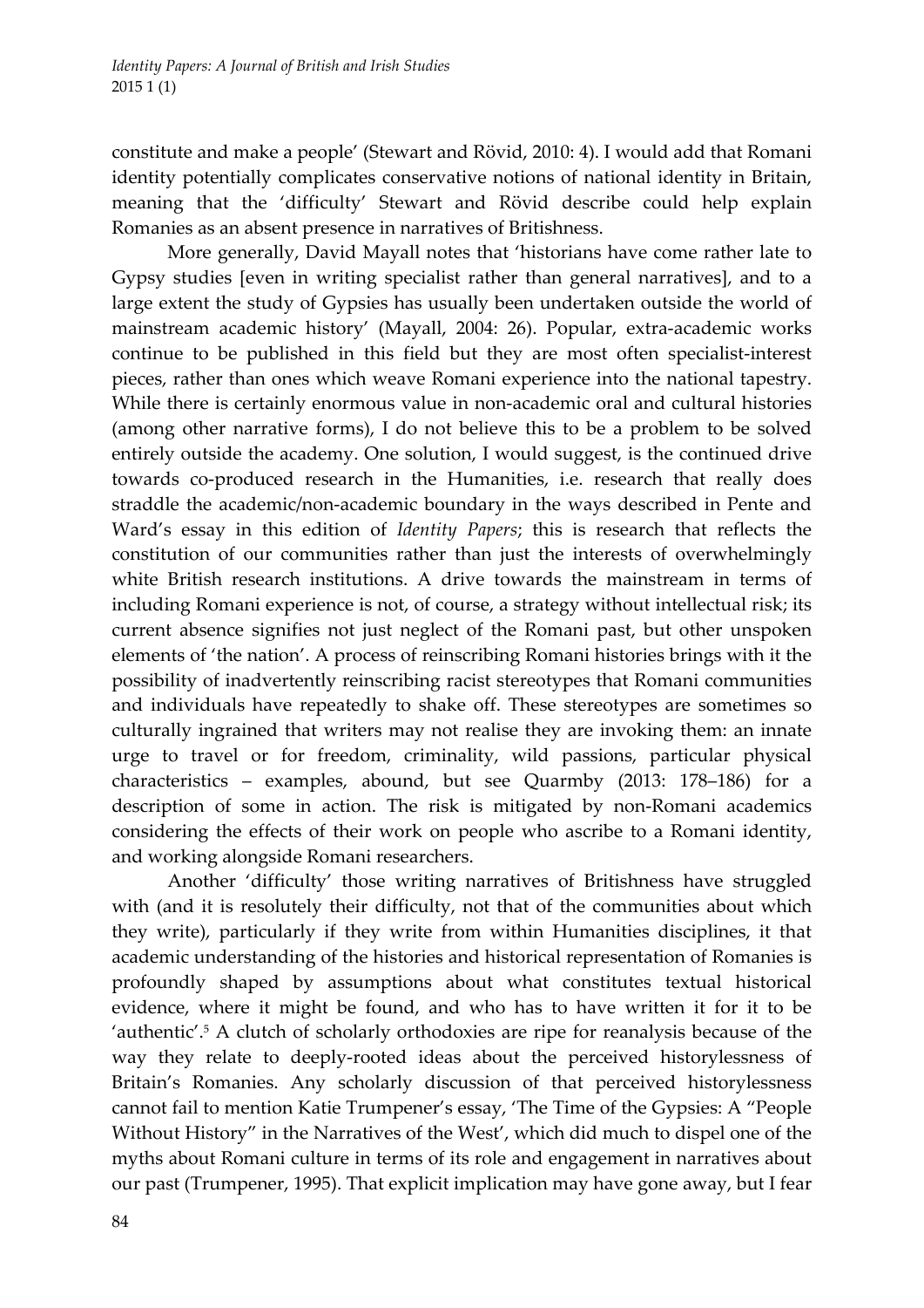constitute and make a people' (Stewart and Rövid, 2010: 4). I would add that Romani identity potentially complicates conservative notions of national identity in Britain, meaning that the 'difficulty' Stewart and Rövid describe could help explain Romanies as an absent presence in narratives of Britishness.

More generally, David Mayall notes that 'historians have come rather late to Gypsy studies [even in writing specialist rather than general narratives], and to a large extent the study of Gypsies has usually been undertaken outside the world of mainstream academic history' (Mayall, 2004: 26). Popular, extra-academic works continue to be published in this field but they are most often specialist-interest pieces, rather than ones which weave Romani experience into the national tapestry. While there is certainly enormous value in non-academic oral and cultural histories (among other narrative forms), I do not believe this to be a problem to be solved entirely outside the academy. One solution, I would suggest, is the continued drive towards co-produced research in the Humanities, i.e. research that really does straddle the academic/non-academic boundary in the ways described in Pente and Ward's essay in this edition of *Identity Papers*; this is research that reflects the constitution of our communities rather than just the interests of overwhelmingly white British research institutions. A drive towards the mainstream in terms of including Romani experience is not, of course, a strategy without intellectual risk; its current absence signifies not just neglect of the Romani past, but other unspoken elements of 'the nation'. A process of reinscribing Romani histories brings with it the possibility of inadvertently reinscribing racist stereotypes that Romani communities and individuals have repeatedly to shake off. These stereotypes are sometimes so culturally ingrained that writers may not realise they are invoking them: an innate urge to travel or for freedom, criminality, wild passions, particular physical characteristics – examples, abound, but see Quarmby (2013: 178–186) for a description of some in action. The risk is mitigated by non-Romani academics considering the effects of their work on people who ascribe to a Romani identity, and working alongside Romani researchers.

Another 'difficulty' those writing narratives of Britishness have struggled with (and it is resolutely their difficulty, not that of the communities about which they write), particularly if they write from within Humanities disciplines, it that academic understanding of the histories and historical representation of Romanies is profoundly shaped by assumptions about what constitutes textual historical evidence, where it might be found, and who has to have written it for it to be 'authentic'.[5] A clutch of scholarly orthodoxies are ripe for reanalysis because of the way they relate to deeply-rooted ideas about the perceived historylessness of Britain's Romanies. Any scholarly discussion of that perceived historylessness cannot fail to mention Katie Trumpener's essay, 'The Time of the Gypsies: A "People Without History" in the Narratives of the West', which did much to dispel one of the myths about Romani culture in terms of its role and engagement in narratives about our past (Trumpener, 1995). That explicit implication may have gone away, but I fear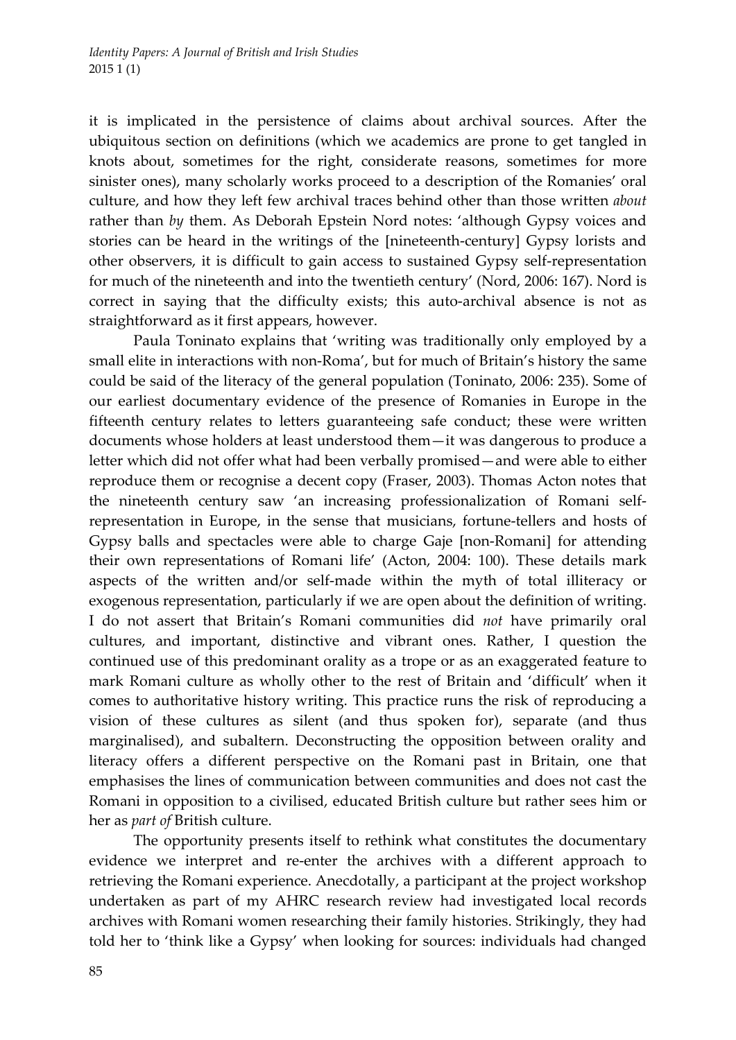it is implicated in the persistence of claims about archival sources. After the ubiquitous section on definitions (which we academics are prone to get tangled in knots about, sometimes for the right, considerate reasons, sometimes for more sinister ones), many scholarly works proceed to a description of the Romanies' oral culture, and how they left few archival traces behind other than those written *about* rather than *by* them. As Deborah Epstein Nord notes: 'although Gypsy voices and stories can be heard in the writings of the [nineteenth-century] Gypsy lorists and other observers, it is difficult to gain access to sustained Gypsy self-representation for much of the nineteenth and into the twentieth century' (Nord, 2006: 167). Nord is correct in saying that the difficulty exists; this auto-archival absence is not as straightforward as it first appears, however.

Paula Toninato explains that 'writing was traditionally only employed by a small elite in interactions with non-Roma', but for much of Britain's history the same could be said of the literacy of the general population (Toninato, 2006: 235). Some of our earliest documentary evidence of the presence of Romanies in Europe in the fifteenth century relates to letters guaranteeing safe conduct; these were written documents whose holders at least understood them—it was dangerous to produce a letter which did not offer what had been verbally promised—and were able to either reproduce them or recognise a decent copy (Fraser, 2003). Thomas Acton notes that the nineteenth century saw 'an increasing professionalization of Romani self-representation in Europe, in the sense that musicians, fortune-tellers and hosts of Gypsy balls and spectacles were able to charge Gaje [non-Romani] for attending their own representations of Romani life' (Acton, 2004: 100). These details mark aspects of the written and/or self-made within the myth of total illiteracy or exogenous representation, particularly if we are open about the definition of writing. I do not assert that Britain's Romani communities did *not* have primarily oral cultures, and important, distinctive and vibrant ones. Rather, I question the continued use of this predominant orality as a trope or as an exaggerated feature to mark Romani culture as wholly other to the rest of Britain and 'difficult' when it comes to authoritative history writing. This practice runs the risk of reproducing a vision of these cultures as silent (and thus spoken for), separate (and thus marginalised), and subaltern. Deconstructing the opposition between orality and literacy offers a different perspective on the Romani past in Britain, one that emphasises the lines of communication between communities and does not cast the Romani in opposition to a civilised, educated British culture but rather sees him or her as *part of* British culture.

The opportunity presents itself to rethink what constitutes the documentary evidence we interpret and re-enter the archives with a different approach to retrieving the Romani experience. Anecdotally, a participant at the project workshop undertaken as part of my AHRC research review had investigated local records archives with Romani women researching their family histories. Strikingly, they had told her to 'think like a Gypsy' when looking for sources: individuals had changed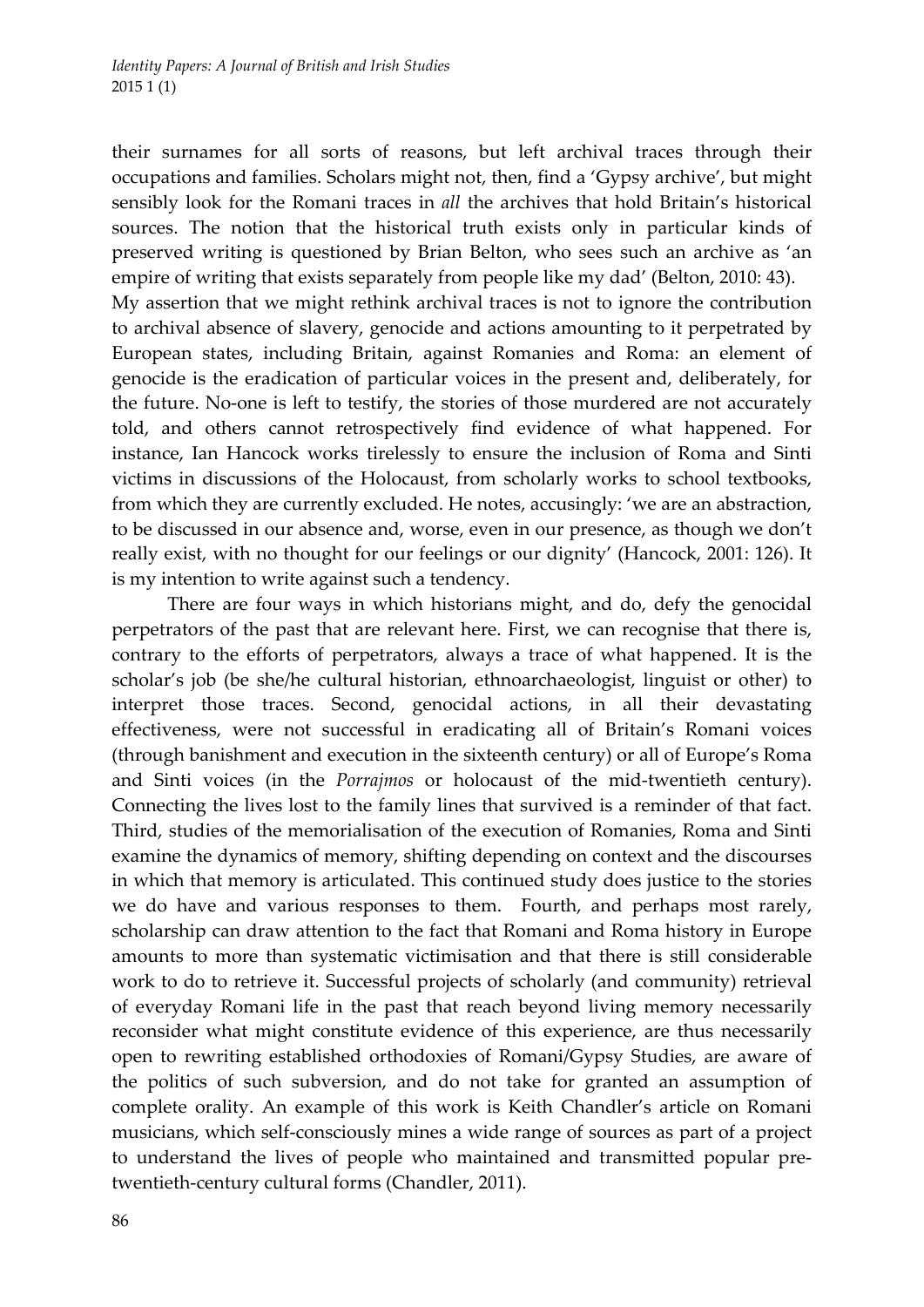their surnames for all sorts of reasons, but left archival traces through their occupations and families. Scholars might not, then, find a 'Gypsy archive', but might sensibly look for the Romani traces in *all* the archives that hold Britain's historical sources. The notion that the historical truth exists only in particular kinds of preserved writing is questioned by Brian Belton, who sees such an archive as 'an empire of writing that exists separately from people like my dad' (Belton, 2010: 43).

My assertion that we might rethink archival traces is not to ignore the contribution to archival absence of slavery, genocide and actions amounting to it perpetrated by European states, including Britain, against Romanies and Roma: an element of genocide is the eradication of particular voices in the present and, deliberately, for the future. No-one is left to testify, the stories of those murdered are not accurately told, and others cannot retrospectively find evidence of what happened. For instance, Ian Hancock works tirelessly to ensure the inclusion of Roma and Sinti victims in discussions of the Holocaust, from scholarly works to school textbooks, from which they are currently excluded. He notes, accusingly: 'we are an abstraction, to be discussed in our absence and, worse, even in our presence, as though we don't really exist, with no thought for our feelings or our dignity' (Hancock, 2001: 126). It is my intention to write against such a tendency.

There are four ways in which historians might, and do, defy the genocidal perpetrators of the past that are relevant here. First, we can recognise that there is, contrary to the efforts of perpetrators, always a trace of what happened. It is the scholar's job (be she/he cultural historian, ethnoarchaeologist, linguist or other) to interpret those traces. Second, genocidal actions, in all their devastating effectiveness, were not successful in eradicating all of Britain's Romani voices (through banishment and execution in the sixteenth century) or all of Europe's Roma and Sinti voices (in the *Porrajmos* or holocaust of the mid-twentieth century). Connecting the lives lost to the family lines that survived is a reminder of that fact. Third, studies of the memorialisation of the execution of Romanies, Roma and Sinti examine the dynamics of memory, shifting depending on context and the discourses in which that memory is articulated. This continued study does justice to the stories we do have and various responses to them. Fourth, and perhaps most rarely, scholarship can draw attention to the fact that Romani and Roma history in Europe amounts to more than systematic victimisation and that there is still considerable work to do to retrieve it. Successful projects of scholarly (and community) retrieval of everyday Romani life in the past that reach beyond living memory necessarily reconsider what might constitute evidence of this experience, are thus necessarily open to rewriting established orthodoxies of Romani/Gypsy Studies, are aware of the politics of such subversion, and do not take for granted an assumption of complete orality. An example of this work is Keith Chandler's article on Romani musicians, which self-consciously mines a wide range of sources as part of a project to understand the lives of people who maintained and transmitted popular pre-twentieth-century cultural forms (Chandler, 2011).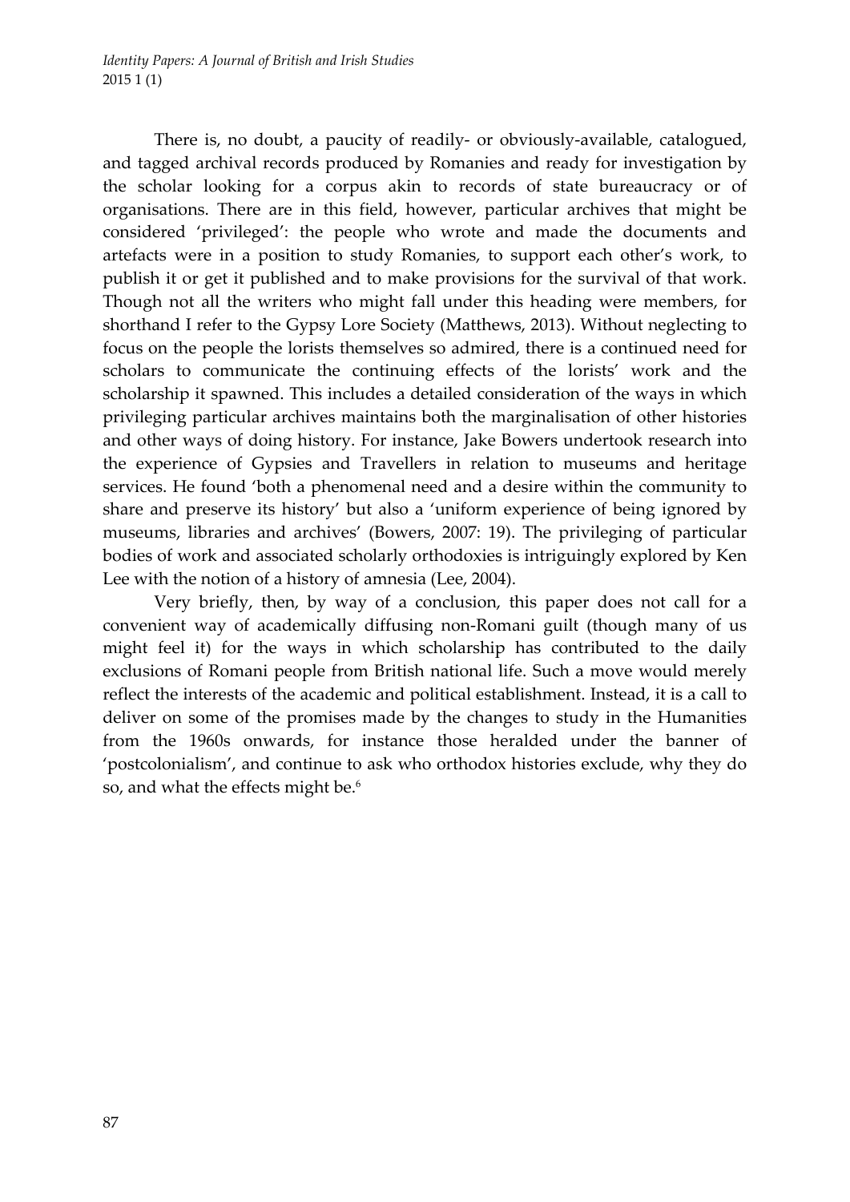There is, no doubt, a paucity of readily- or obviously-available, catalogued, and tagged archival records produced by Romanies and ready for investigation by the scholar looking for a corpus akin to records of state bureaucracy or of organisations. There are in this field, however, particular archives that might be considered 'privileged': the people who wrote and made the documents and artefacts were in a position to study Romanies, to support each other's work, to publish it or get it published and to make provisions for the survival of that work. Though not all the writers who might fall under this heading were members, for shorthand I refer to the Gypsy Lore Society (Matthews, 2013). Without neglecting to focus on the people the lorists themselves so admired, there is a continued need for scholars to communicate the continuing effects of the lorists' work and the scholarship it spawned. This includes a detailed consideration of the ways in which privileging particular archives maintains both the marginalisation of other histories and other ways of doing history. For instance, Jake Bowers undertook research into the experience of Gypsies and Travellers in relation to museums and heritage services. He found 'both a phenomenal need and a desire within the community to share and preserve its history' but also a 'uniform experience of being ignored by museums, libraries and archives' (Bowers, 2007: 19). The privileging of particular bodies of work and associated scholarly orthodoxies is intriguingly explored by Ken Lee with the notion of a history of amnesia (Lee, 2004).

Very briefly, then, by way of a conclusion, this paper does not call for a convenient way of academically diffusing non-Romani guilt (though many of us might feel it) for the ways in which scholarship has contributed to the daily exclusions of Romani people from British national life. Such a move would merely reflect the interests of the academic and political establishment. Instead, it is a call to deliver on some of the promises made by the changes to study in the Humanities from the 1960s onwards, for instance those heralded under the banner of 'postcolonialism', and continue to ask who orthodox histories exclude, why they do so, and what the effects might be.[6]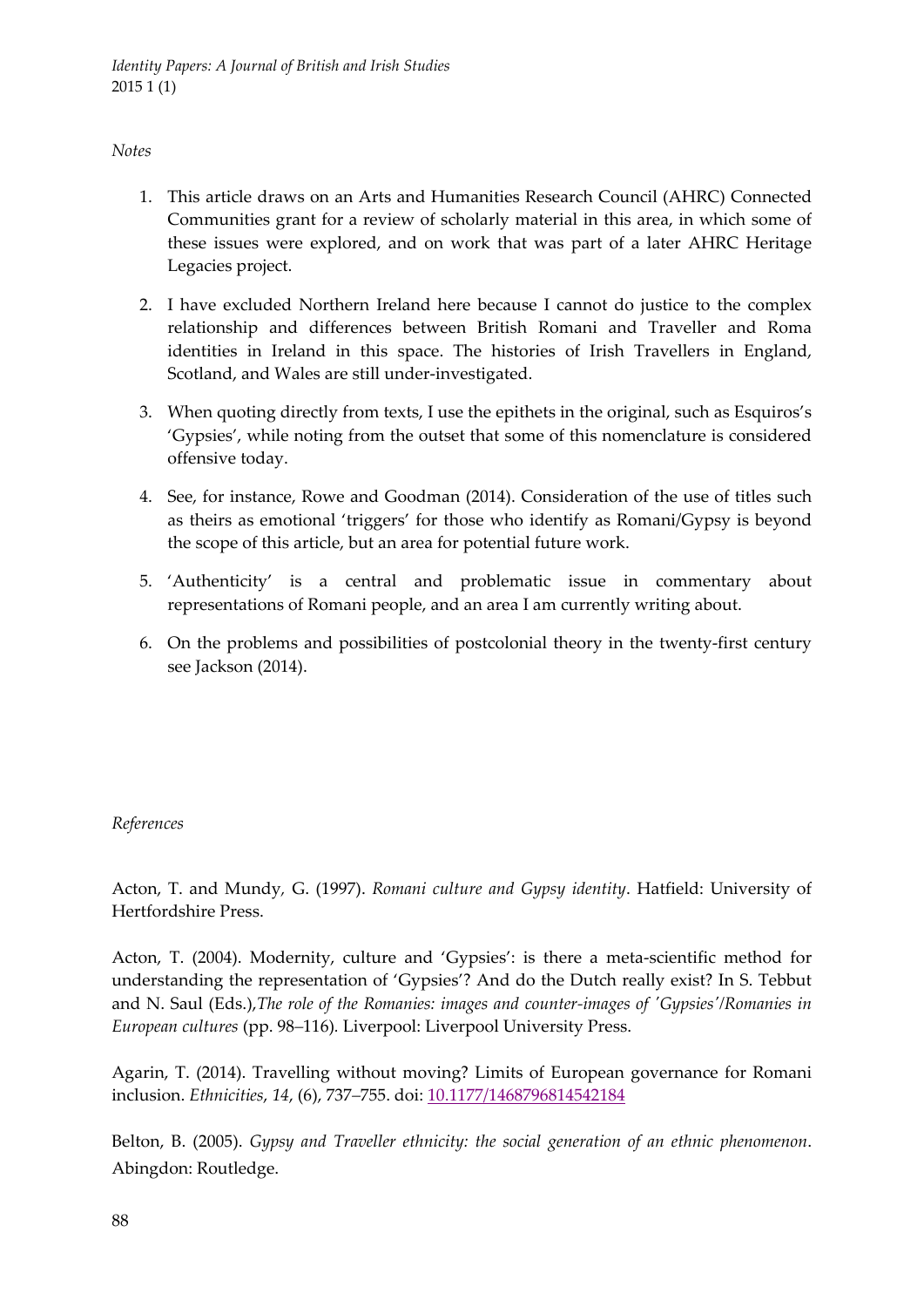*Notes*

1. This article draws on an Arts and Humanities Research Council (AHRC) Connected Communities grant for a review of scholarly material in this area, in which some of these issues were explored, and on work that was part of a later AHRC Heritage Legacies project.

2. I have excluded Northern Ireland here because I cannot do justice to the complex relationship and differences between British Romani and Traveller and Roma identities in Ireland in this space. The histories of Irish Travellers in England, Scotland, and Wales are still under-investigated.

3. When quoting directly from texts, I use the epithets in the original, such as Esquiros's 'Gypsies', while noting from the outset that some of this nomenclature is considered offensive today.

4. See, for instance, Rowe and Goodman (2014). Consideration of the use of titles such as theirs as emotional 'triggers' for those who identify as Romani/Gypsy is beyond the scope of this article, but an area for potential future work.

5. 'Authenticity' is a central and problematic issue in commentary about representations of Romani people, and an area I am currently writing about.

6. On the problems and possibilities of postcolonial theory in the twenty-first century see Jackson (2014).

*References*

Acton, T. and Mundy, G. (1997). *Romani culture and Gypsy identity*. Hatfield: University of Hertfordshire Press.

Acton, T. (2004). Modernity, culture and 'Gypsies': is there a meta-scientific method for understanding the representation of 'Gypsies'? And do the Dutch really exist? In S. Tebbut and N. Saul (Eds.),*The role of the Romanies: images and counter-images of 'Gypsies'/Romanies in European cultures* (pp. 98–116). Liverpool: Liverpool University Press.

Agarin, T. (2014). Travelling without moving? Limits of European governance for Romani inclusion. *Ethnicities*, *14*, (6), 737–755. doi: 10.1177/1468796814542184

Belton, B. (2005). *Gypsy and Traveller ethnicity: the social generation of an ethnic phenomenon*. Abingdon: Routledge.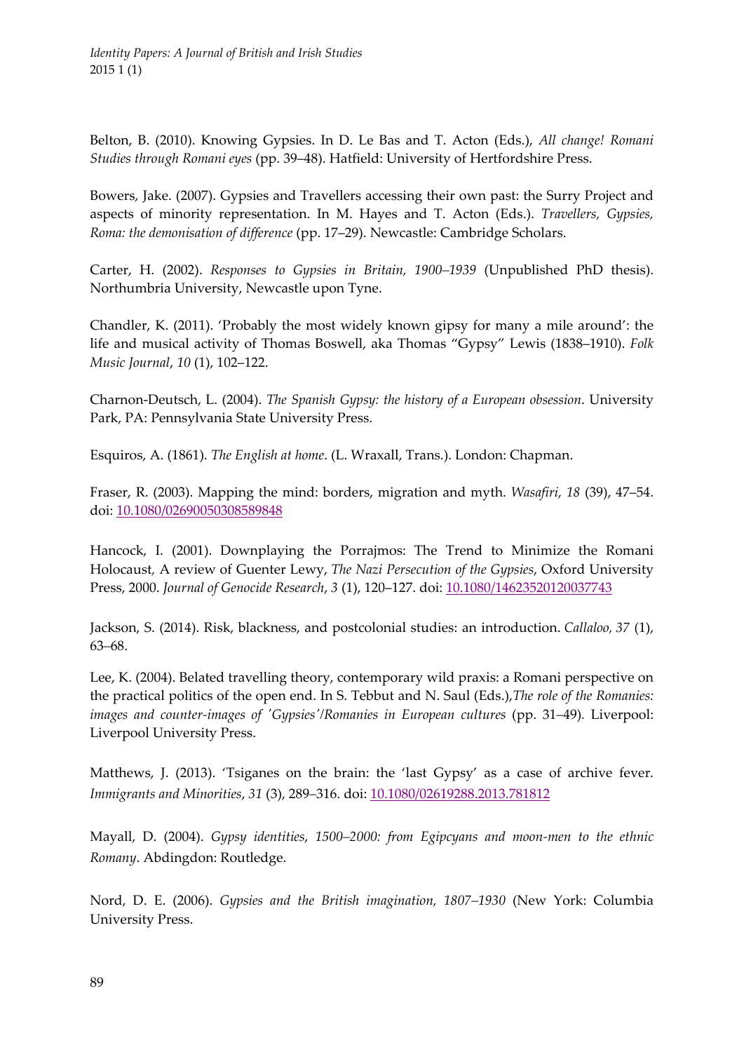Belton, B. (2010). Knowing Gypsies. In D. Le Bas and T. Acton (Eds.), *All change! Romani Studies through Romani eyes* (pp. 39–48). Hatfield: University of Hertfordshire Press.

Bowers, Jake. (2007). Gypsies and Travellers accessing their own past: the Surry Project and aspects of minority representation. In M. Hayes and T. Acton (Eds.). *Travellers, Gypsies, Roma: the demonisation of difference* (pp. 17–29). Newcastle: Cambridge Scholars.

Carter, H. (2002). *Responses to Gypsies in Britain, 1900–1939* (Unpublished PhD thesis). Northumbria University, Newcastle upon Tyne.

Chandler, K. (2011). 'Probably the most widely known gipsy for many a mile around': the life and musical activity of Thomas Boswell, aka Thomas "Gypsy" Lewis (1838–1910). *Folk Music Journal*, *10* (1), 102–122.

Charnon-Deutsch, L. (2004). *The Spanish Gypsy: the history of a European obsession*. University Park, PA: Pennsylvania State University Press.

Esquiros, A. (1861). *The English at home*. (L. Wraxall, Trans.). London: Chapman.

Fraser, R. (2003). Mapping the mind: borders, migration and myth. *Wasafiri*, *18* (39), 47–54. doi: 10.1080/02690050308589848

Hancock, I. (2001). Downplaying the Porrajmos: The Trend to Minimize the Romani Holocaust, A review of Guenter Lewy, *The Nazi Persecution of the Gypsies*, Oxford University Press, 2000. *Journal of Genocide Research*, *3* (1), 120–127. doi: 10.1080/14623520120037743

Jackson, S. (2014). Risk, blackness, and postcolonial studies: an introduction. *Callaloo, 37* (1), 63–68.

Lee, K. (2004). Belated travelling theory, contemporary wild praxis: a Romani perspective on the practical politics of the open end. In S. Tebbut and N. Saul (Eds.),*The role of the Romanies: images and counter-images of 'Gypsies'/Romanies in European cultures* (pp. 31–49). Liverpool: Liverpool University Press.

Matthews, J. (2013). 'Tsiganes on the brain: the 'last Gypsy' as a case of archive fever. *Immigrants and Minorities*, *31* (3), 289–316. doi: 10.1080/02619288.2013.781812

Mayall, D. (2004). *Gypsy identities, 1500–2000: from Egipcyans and moon-men to the ethnic Romany*. Abdingdon: Routledge.

Nord, D. E. (2006). *Gypsies and the British imagination, 1807–1930* (New York: Columbia University Press.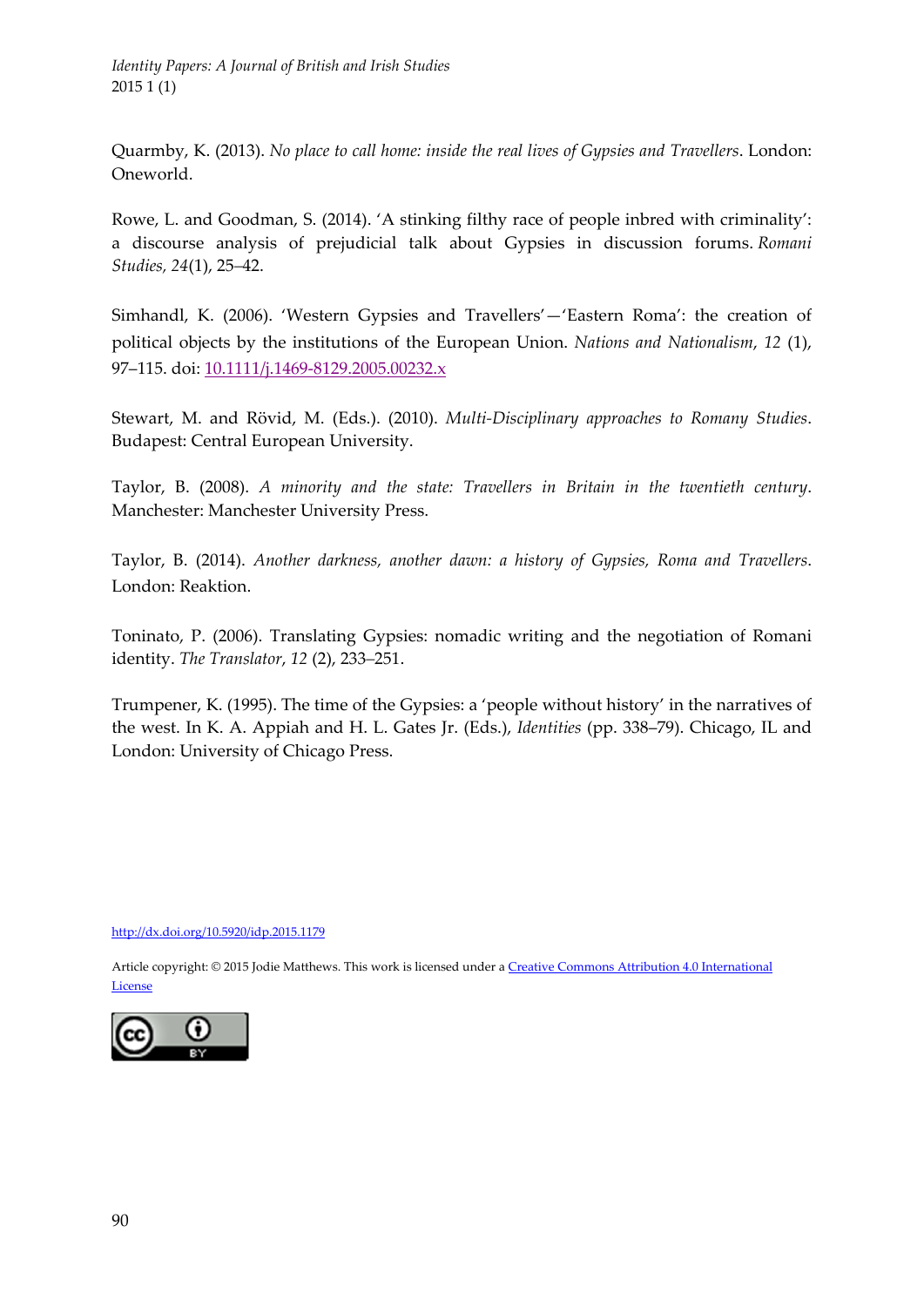Quarmby, K. (2013). *No place to call home: inside the real lives of Gypsies and Travellers*. London: Oneworld.

Rowe, L. and Goodman, S. (2014). 'A stinking filthy race of people inbred with criminality': a discourse analysis of prejudicial talk about Gypsies in discussion forums. *Romani Studies, 24*(1), 25–42.

Simhandl, K. (2006). 'Western Gypsies and Travellers'—'Eastern Roma': the creation of political objects by the institutions of the European Union. *Nations and Nationalism*, *12* (1), 97–115. doi: [10.1111/j.1469-8129.2005.00232.x](10.1111/j.1469-8129.2005.00232.x)

Stewart, M. and Rövid, M. (Eds.). (2010). *Multi-Disciplinary approaches to Romany Studies*. Budapest: Central European University.

Taylor, B. (2008). *A minority and the state: Travellers in Britain in the twentieth century*. Manchester: Manchester University Press.

Taylor, B. (2014). *Another darkness, another dawn: a history of Gypsies, Roma and Travellers*. London: Reaktion.

Toninato, P. (2006). Translating Gypsies: nomadic writing and the negotiation of Romani identity. *The Translator*, *12* (2), 233–251.

Trumpener, K. (1995). The time of the Gypsies: a 'people without history' in the narratives of the west. In K. A. Appiah and H. L. Gates Jr. (Eds.), *Identities* (pp. 338–79). Chicago, IL and London: University of Chicago Press.

[http://dx.doi.org/10.5920/idp.2015.1179](http://dx.doi.org/10.5920/idp.2015.1179)

Article copyright: © 2015 Jodie Matthews. This work is licensed under a [Creative Commons Attribution 4.0 International License](https://creativecommons.org/licenses/by/4.0/)